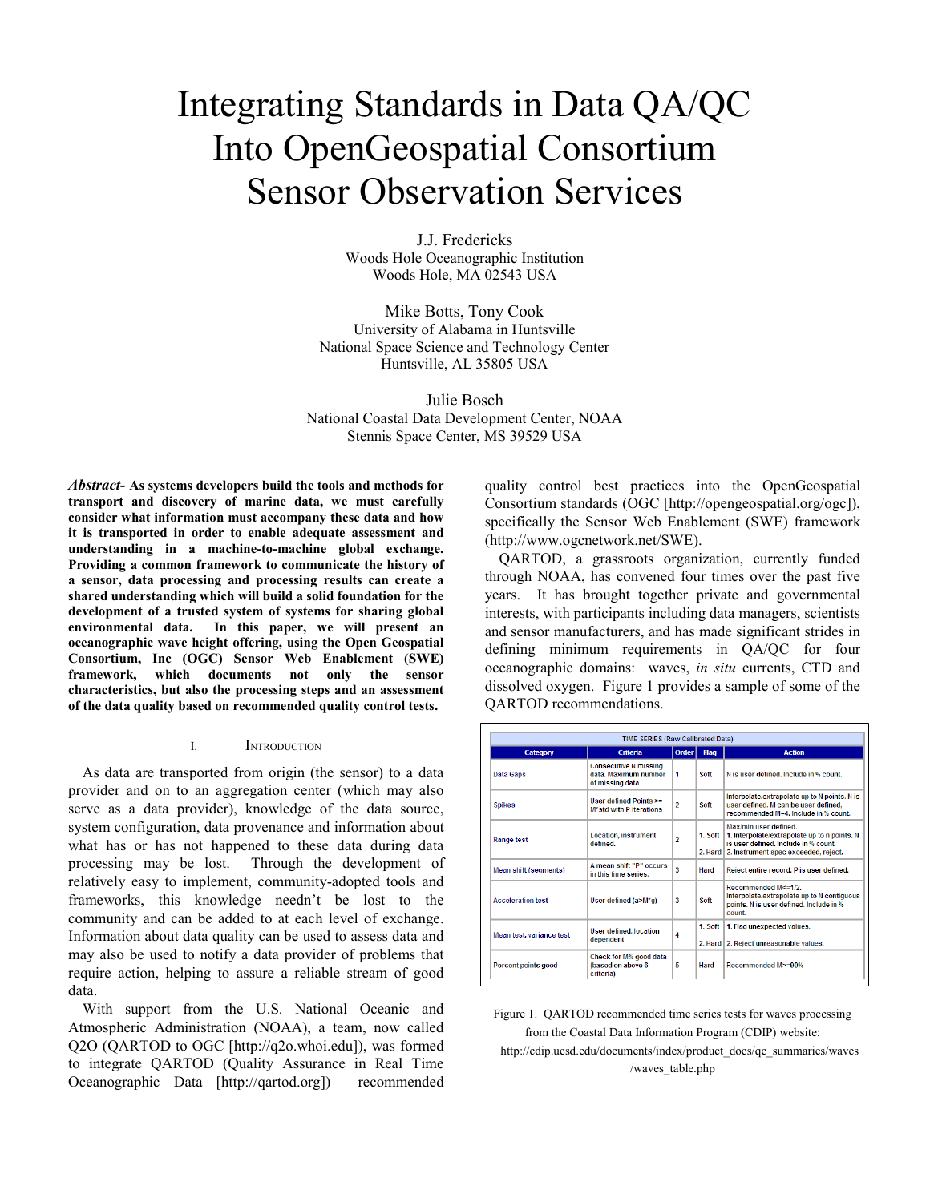# Integrating Standards in Data QA/QC Into OpenGeospatial Consortium Sensor Observation Services

J.J. Fredericks
Woods Hole Oceanographic Institution
Woods Hole, MA 02543 USA

Mike Botts, Tony Cook
University of Alabama in Huntsville
National Space Science and Technology Center
Huntsville, AL 35805 USA

Julie Bosch
National Coastal Data Development Center, NOAA
Stennis Space Center, MS 39529 USA

***Abstract-*** **As systems developers build the tools and methods for transport and discovery of marine data, we must carefully consider what information must accompany these data and how it is transported in order to enable adequate assessment and understanding in a machine-to-machine global exchange. Providing a common framework to communicate the history of a sensor, data processing and processing results can create a shared understanding which will build a solid foundation for the development of a trusted system of systems for sharing global environmental data. In this paper, we will present an oceanographic wave height offering, using the Open Geospatial Consortium, Inc (OGC) Sensor Web Enablement (SWE) framework, which documents not only the sensor characteristics, but also the processing steps and an assessment of the data quality based on recommended quality control tests.**

## I. Introduction

As data are transported from origin (the sensor) to a data provider and on to an aggregation center (which may also serve as a data provider), knowledge of the data source, system configuration, data provenance and information about what has or has not happened to these data during data processing may be lost. Through the development of relatively easy to implement, community-adopted tools and frameworks, this knowledge needn't be lost to the community and can be added to at each level of exchange. Information about data quality can be used to assess data and may also be used to notify a data provider of problems that require action, helping to assure a reliable stream of good data.

With support from the U.S. National Oceanic and Atmospheric Administration (NOAA), a team, now called Q2O (QARTOD to OGC [http://q2o.whoi.edu]), was formed to integrate QARTOD (Quality Assurance in Real Time Oceanographic Data [http://qartod.org]) recommended quality control best practices into the OpenGeospatial Consortium standards (OGC [http://opengeospatial.org/ogc]), specifically the Sensor Web Enablement (SWE) framework (http://www.ogcnetwork.net/SWE).

QARTOD, a grassroots organization, currently funded through NOAA, has convened four times over the past five years. It has brought together private and governmental interests, with participants including data managers, scientists and sensor manufacturers, and has made significant strides in defining minimum requirements in QA/QC for four oceanographic domains: waves, *in situ* currents, CTD and dissolved oxygen. Figure 1 provides a sample of some of the QARTOD recommendations.

| TIME SERIES (Raw Calibrated Data) | | | | |
|---|---|---|---|---|
| **Category** | **Criteria** | **Order** | **Flag** | **Action** |
| Data Gaps | Consecutive N missing data. Maximum number of missing data. | 1 | Soft | N is user defined. Include in % count. |
| Spikes | User defined Points >= M*std with P iterations | 2 | Soft | Interpolate/extrapolate up to N points. N is user defined. M can be user defined, recommended M=4. Include in % count. |
| Range test | Location, instrument defined. | 2 | 1. Soft<br>2. Hard | Max/min user defined.<br>1. Interpolate/extrapolate up to n points. N is user defined. Include in % count.<br>2. Instrument spec exceeded, reject. |
| Mean shift (segments) | A mean shift "P" occurs in this time series. | 3 | Hard | Reject entire record. P is user defined. |
| Acceleration test | User defined (a>M*g) | 3 | Soft | Recommended M<=1/2. Interpolate/extrapolate up to N contiguous points. N is user defined. Include in % count. |
| Mean test, variance test | User defined, location dependent | 4 | 1. Soft<br>2. Hard | 1. Flag unexpected values.<br>2. Reject unreasonable values. |
| Percent points good | Check for M% good data (based on above 6 criteria) | 5 | Hard | Recommended M>=90% |

Figure 1. QARTOD recommended time series tests for waves processing from the Coastal Data Information Program (CDIP) website: http://cdip.ucsd.edu/documents/index/product_docs/qc_summaries/waves/waves_table.php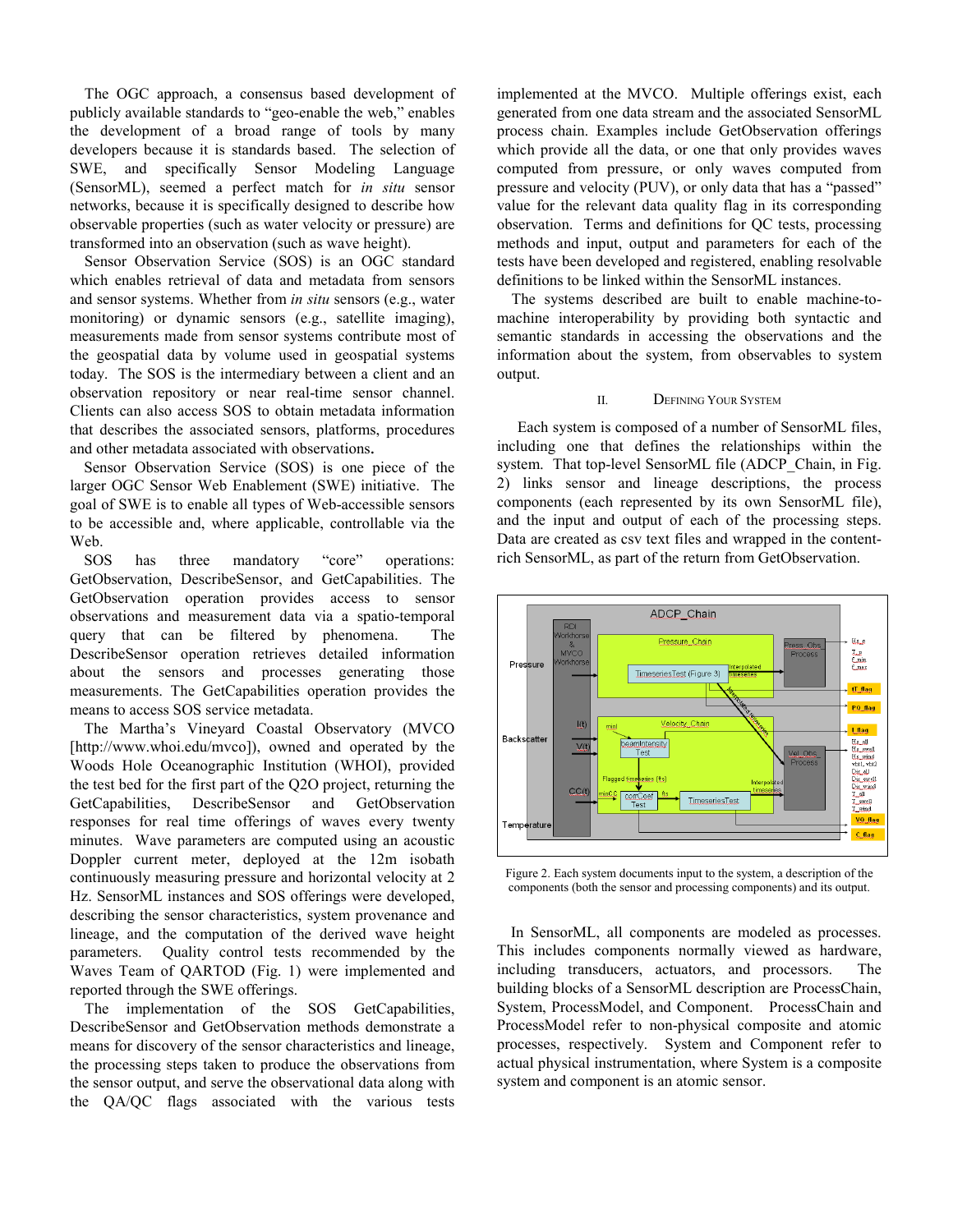The OGC approach, a consensus based development of publicly available standards to "geo-enable the web," enables the development of a broad range of tools by many developers because it is standards based. The selection of SWE, and specifically Sensor Modeling Language (SensorML), seemed a perfect match for *in situ* sensor networks, because it is specifically designed to describe how observable properties (such as water velocity or pressure) are transformed into an observation (such as wave height).

Sensor Observation Service (SOS) is an OGC standard which enables retrieval of data and metadata from sensors and sensor systems. Whether from *in situ* sensors (e.g., water monitoring) or dynamic sensors (e.g., satellite imaging), measurements made from sensor systems contribute most of the geospatial data by volume used in geospatial systems today. The SOS is the intermediary between a client and an observation repository or near real-time sensor channel. Clients can also access SOS to obtain metadata information that describes the associated sensors, platforms, procedures and other metadata associated with observations.

Sensor Observation Service (SOS) is one piece of the larger OGC Sensor Web Enablement (SWE) initiative. The goal of SWE is to enable all types of Web-accessible sensors to be accessible and, where applicable, controllable via the Web.

SOS has three mandatory "core" operations: GetObservation, DescribeSensor, and GetCapabilities. The GetObservation operation provides access to sensor observations and measurement data via a spatio-temporal query that can be filtered by phenomena. The DescribeSensor operation retrieves detailed information about the sensors and processes generating those measurements. The GetCapabilities operation provides the means to access SOS service metadata.

The Martha's Vineyard Coastal Observatory (MVCO [http://www.whoi.edu/mvco]), owned and operated by the Woods Hole Oceanographic Institution (WHOI), provided the test bed for the first part of the Q2O project, returning the GetCapabilities, DescribeSensor and GetObservation responses for real time offerings of waves every twenty minutes. Wave parameters are computed using an acoustic Doppler current meter, deployed at the 12m isobath continuously measuring pressure and horizontal velocity at 2 Hz. SensorML instances and SOS offerings were developed, describing the sensor characteristics, system provenance and lineage, and the computation of the derived wave height parameters. Quality control tests recommended by the Waves Team of QARTOD (Fig. 1) were implemented and reported through the SWE offerings.

The implementation of the SOS GetCapabilities, DescribeSensor and GetObservation methods demonstrate a means for discovery of the sensor characteristics and lineage, the processing steps taken to produce the observations from the sensor output, and serve the observational data along with the QA/QC flags associated with the various tests implemented at the MVCO. Multiple offerings exist, each generated from one data stream and the associated SensorML process chain. Examples include GetObservation offerings which provide all the data, or one that only provides waves computed from pressure, or only waves computed from pressure and velocity (PUV), or only data that has a "passed" value for the relevant data quality flag in its corresponding observation. Terms and definitions for QC tests, processing methods and input, output and parameters for each of the tests have been developed and registered, enabling resolvable definitions to be linked within the SensorML instances.

The systems described are built to enable machine-to-machine interoperability by providing both syntactic and semantic standards in accessing the observations and the information about the system, from observables to system output.

## II. Defining Your System

Each system is composed of a number of SensorML files, including one that defines the relationships within the system. That top-level SensorML file (ADCP_Chain, in Fig. 2) links sensor and lineage descriptions, the process components (each represented by its own SensorML file), and the input and output of each of the processing steps. Data are created as csv text files and wrapped in the content-rich SensorML, as part of the return from GetObservation.

ADCP_Chain
RDI Workhorse & MVCO Workhorse
Pressure
Backscatter
Temperature
I(t)
V(t)
CC(t)
Pressure_Chain
TimeseriesTest (Figure 3)
Interpolated timeseries
Press_Obs Process
Velocity_Chain
minI
beamIntensity Test
Flagged timeseries (fs)
minCC
corrCoef Test
fs
TimeseriesTest
Interpolated timeseries
Vel_Obs Process
Hs_p
T_p
Tmin
Tmax
IT_flag
PO_flag
I_flag
Hs_all
Hs_swell
Hs_wind
vbt1, vbt2
Dir_all
Dir_swell
Dir_wind
T_all
T_swell
T_wind
VO_flag
C_flag

Figure 2. Each system documents input to the system, a description of the components (both the sensor and processing components) and its output.

In SensorML, all components are modeled as processes. This includes components normally viewed as hardware, including transducers, actuators, and processors. The building blocks of a SensorML description are ProcessChain, System, ProcessModel, and Component. ProcessChain and ProcessModel refer to non-physical composite and atomic processes, respectively. System and Component refer to actual physical instrumentation, where System is a composite system and component is an atomic sensor.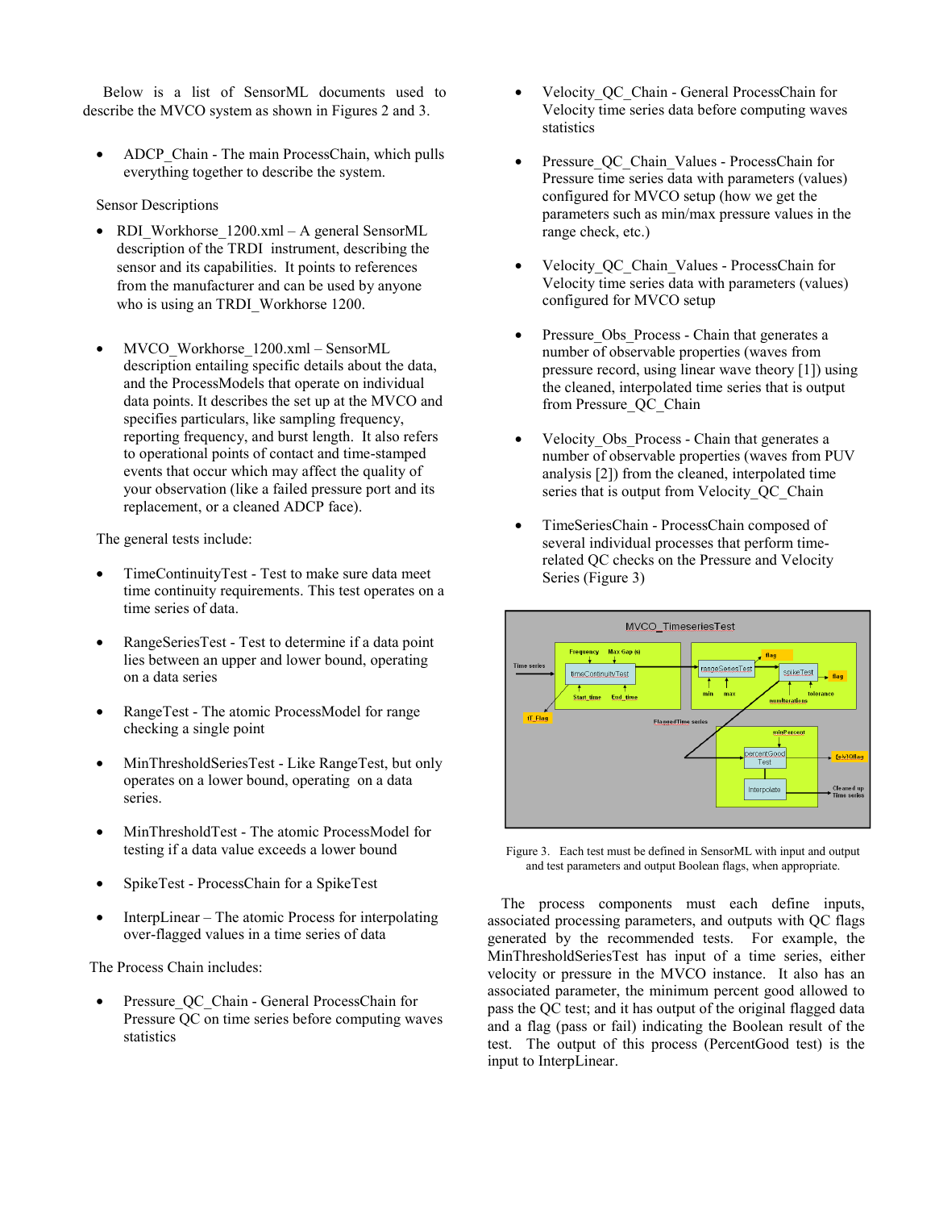Below is a list of SensorML documents used to describe the MVCO system as shown in Figures 2 and 3.

- ADCP_Chain - The main ProcessChain, which pulls everything together to describe the system.

Sensor Descriptions

- RDI_Workhorse_1200.xml – A general SensorML description of the TRDI instrument, describing the sensor and its capabilities. It points to references from the manufacturer and can be used by anyone who is using an TRDI_Workhorse 1200.

- MVCO_Workhorse_1200.xml – SensorML description entailing specific details about the data, and the ProcessModels that operate on individual data points. It describes the set up at the MVCO and specifies particulars, like sampling frequency, reporting frequency, and burst length. It also refers to operational points of contact and time-stamped events that occur which may affect the quality of your observation (like a failed pressure port and its replacement, or a cleaned ADCP face).

The general tests include:

- TimeContinuityTest - Test to make sure data meet time continuity requirements. This test operates on a time series of data.
- RangeSeriesTest - Test to determine if a data point lies between an upper and lower bound, operating on a data series
- RangeTest - The atomic ProcessModel for range checking a single point
- MinThresholdSeriesTest - Like RangeTest, but only operates on a lower bound, operating on a data series.
- MinThresholdTest - The atomic ProcessModel for testing if a data value exceeds a lower bound
- SpikeTest - ProcessChain for a SpikeTest
- InterpLinear – The atomic Process for interpolating over-flagged values in a time series of data

The Process Chain includes:

- Pressure_QC_Chain - General ProcessChain for Pressure QC on time series before computing waves statistics
- Velocity_QC_Chain - General ProcessChain for Velocity time series data before computing waves statistics
- Pressure_QC_Chain_Values - ProcessChain for Pressure time series data with parameters (values) configured for MVCO setup (how we get the parameters such as min/max pressure values in the range check, etc.)
- Velocity_QC_Chain_Values - ProcessChain for Velocity time series data with parameters (values) configured for MVCO setup
- Pressure_Obs_Process - Chain that generates a number of observable properties (waves from pressure record, using linear wave theory [1]) using the cleaned, interpolated time series that is output from Pressure_QC_Chain
- Velocity_Obs_Process - Chain that generates a number of observable properties (waves from PUV analysis [2]) from the cleaned, interpolated time series that is output from Velocity_QC_Chain
- TimeSeriesChain - ProcessChain composed of several individual processes that perform time-related QC checks on the Pressure and Velocity Series (Figure 3)

Figure 3. Each test must be defined in SensorML with input and output and test parameters and output Boolean flags, when appropriate.

The process components must each define inputs, associated processing parameters, and outputs with QC flags generated by the recommended tests. For example, the MinThresholdSeriesTest has input of a time series, either velocity or pressure in the MVCO instance. It also has an associated parameter, the minimum percent good allowed to pass the QC test; and it has output of the original flagged data and a flag (pass or fail) indicating the Boolean result of the test. The output of this process (PercentGood test) is the input to InterpLinear.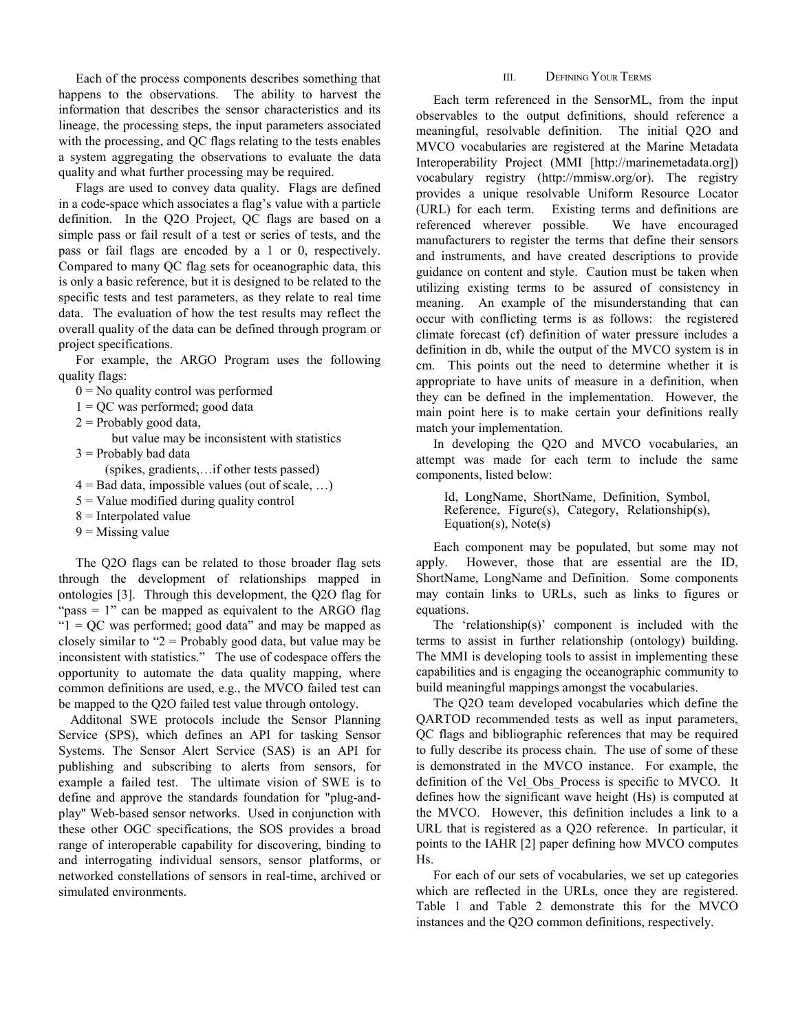Each of the process components describes something that happens to the observations. The ability to harvest the information that describes the sensor characteristics and its lineage, the processing steps, the input parameters associated with the processing, and QC flags relating to the tests enables a system aggregating the observations to evaluate the data quality and what further processing may be required.

Flags are used to convey data quality. Flags are defined in a code-space which associates a flag's value with a particle definition. In the Q2O Project, QC flags are based on a simple pass or fail result of a test or series of tests, and the pass or fail flags are encoded by a 1 or 0, respectively. Compared to many QC flag sets for oceanographic data, this is only a basic reference, but it is designed to be related to the specific tests and test parameters, as they relate to real time data. The evaluation of how the test results may reflect the overall quality of the data can be defined through program or project specifications.

For example, the ARGO Program uses the following quality flags:

- 0 = No quality control was performed
- 1 = QC was performed; good data
- 2 = Probably good data,
  but value may be inconsistent with statistics
- 3 = Probably bad data
  (spikes, gradients,…if other tests passed)
- 4 = Bad data, impossible values (out of scale, …)
- 5 = Value modified during quality control
- 8 = Interpolated value
- 9 = Missing value

The Q2O flags can be related to those broader flag sets through the development of relationships mapped in ontologies [3]. Through this development, the Q2O flag for "pass = 1" can be mapped as equivalent to the ARGO flag "1 = QC was performed; good data" and may be mapped as closely similar to "2 = Probably good data, but value may be inconsistent with statistics." The use of codespace offers the opportunity to automate the data quality mapping, where common definitions are used, e.g., the MVCO failed test can be mapped to the Q2O failed test value through ontology.

Additonal SWE protocols include the Sensor Planning Service (SPS), which defines an API for tasking Sensor Systems. The Sensor Alert Service (SAS) is an API for publishing and subscribing to alerts from sensors, for example a failed test. The ultimate vision of SWE is to define and approve the standards foundation for "plug-and-play" Web-based sensor networks. Used in conjunction with these other OGC specifications, the SOS provides a broad range of interoperable capability for discovering, binding to and interrogating individual sensors, sensor platforms, or networked constellations of sensors in real-time, archived or simulated environments.

## III. Defining Your Terms

Each term referenced in the SensorML, from the input observables to the output definitions, should reference a meaningful, resolvable definition. The initial Q2O and MVCO vocabularies are registered at the Marine Metadata Interoperability Project (MMI [http://marinemetadata.org]) vocabulary registry (http://mmisw.org/or). The registry provides a unique resolvable Uniform Resource Locator (URL) for each term. Existing terms and definitions are referenced wherever possible. We have encouraged manufacturers to register the terms that define their sensors and instruments, and have created descriptions to provide guidance on content and style. Caution must be taken when utilizing existing terms to be assured of consistency in meaning. An example of the misunderstanding that can occur with conflicting terms is as follows: the registered climate forecast (cf) definition of water pressure includes a definition in db, while the output of the MVCO system is in cm. This points out the need to determine whether it is appropriate to have units of measure in a definition, when they can be defined in the implementation. However, the main point here is to make certain your definitions really match your implementation.

In developing the Q2O and MVCO vocabularies, an attempt was made for each term to include the same components, listed below:

> Id, LongName, ShortName, Definition, Symbol, Reference, Figure(s), Category, Relationship(s), Equation(s), Note(s)

Each component may be populated, but some may not apply. However, those that are essential are the ID, ShortName, LongName and Definition. Some components may contain links to URLs, such as links to figures or equations.

The 'relationship(s)' component is included with the terms to assist in further relationship (ontology) building. The MMI is developing tools to assist in implementing these capabilities and is engaging the oceanographic community to build meaningful mappings amongst the vocabularies.

The Q2O team developed vocabularies which define the QARTOD recommended tests as well as input parameters, QC flags and bibliographic references that may be required to fully describe its process chain. The use of some of these is demonstrated in the MVCO instance. For example, the definition of the Vel_Obs_Process is specific to MVCO. It defines how the significant wave height (Hs) is computed at the MVCO. However, this definition includes a link to a URL that is registered as a Q2O reference. In particular, it points to the IAHR [2] paper defining how MVCO computes Hs.

For each of our sets of vocabularies, we set up categories which are reflected in the URLs, once they are registered. Table 1 and Table 2 demonstrate this for the MVCO instances and the Q2O common definitions, respectively.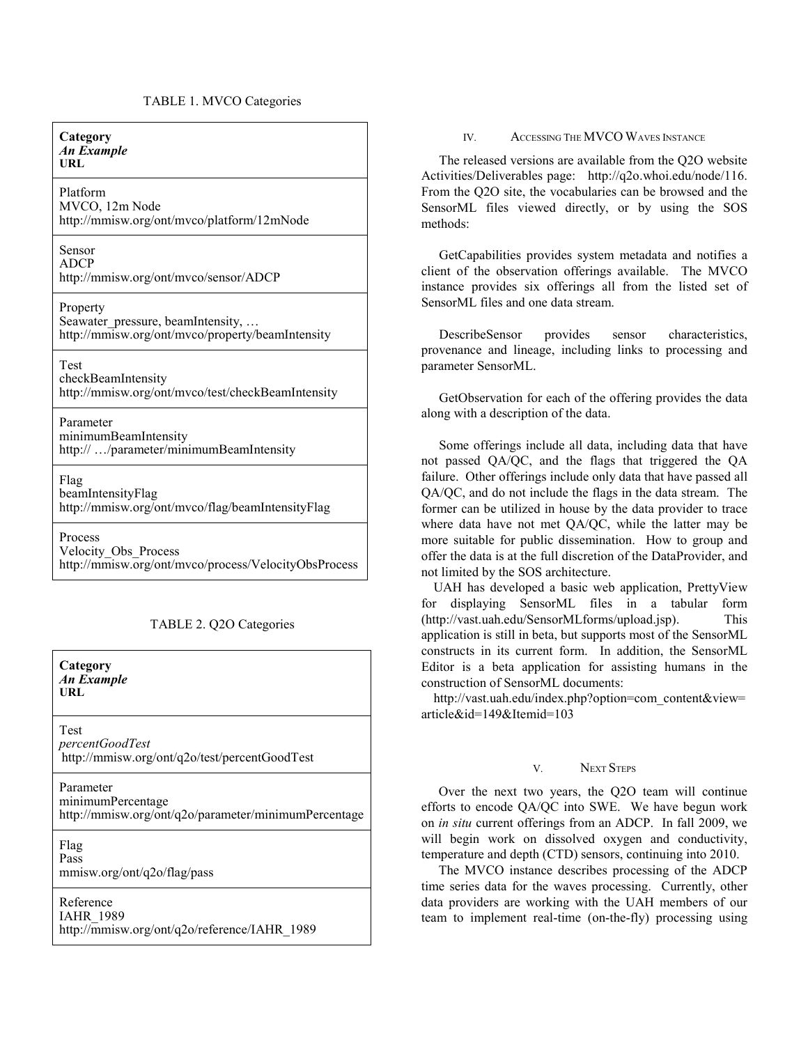TABLE 1. MVCO Categories

| Category<br>*An Example*<br>URL |
| --- |
| Platform<br>MVCO, 12m Node<br>http://mmisw.org/ont/mvco/platform/12mNode |
| Sensor<br>ADCP<br>http://mmisw.org/ont/mvco/sensor/ADCP |
| Property<br>Seawater_pressure, beamIntensity, …<br>http://mmisw.org/ont/mvco/property/beamIntensity |
| Test<br>checkBeamIntensity<br>http://mmisw.org/ont/mvco/test/checkBeamIntensity |
| Parameter<br>minimumBeamIntensity<br>http:// …/parameter/minimumBeamIntensity |
| Flag<br>beamIntensityFlag<br>http://mmisw.org/ont/mvco/flag/beamIntensityFlag |
| Process<br>Velocity_Obs_Process<br>http://mmisw.org/ont/mvco/process/VelocityObsProcess |

TABLE 2. Q2O Categories

| Category<br>*An Example*<br>URL |
| --- |
| Test<br>*percentGoodTest*<br>http://mmisw.org/ont/q2o/test/percentGoodTest |
| Parameter<br>minimumPercentage<br>http://mmisw.org/ont/q2o/parameter/minimumPercentage |
| Flag<br>Pass<br>mmisw.org/ont/q2o/flag/pass |
| Reference<br>IAHR_1989<br>http://mmisw.org/ont/q2o/reference/IAHR_1989 |

## IV. Accessing The MVCO Waves Instance

The released versions are available from the Q2O website Activities/Deliverables page: http://q2o.whoi.edu/node/116. From the Q2O site, the vocabularies can be browsed and the SensorML files viewed directly, or by using the SOS methods:

GetCapabilities provides system metadata and notifies a client of the observation offerings available. The MVCO instance provides six offerings all from the listed set of SensorML files and one data stream.

DescribeSensor provides sensor characteristics, provenance and lineage, including links to processing and parameter SensorML.

GetObservation for each of the offering provides the data along with a description of the data.

Some offerings include all data, including data that have not passed QA/QC, and the flags that triggered the QA failure. Other offerings include only data that have passed all QA/QC, and do not include the flags in the data stream. The former can be utilized in house by the data provider to trace where data have not met QA/QC, while the latter may be more suitable for public dissemination. How to group and offer the data is at the full discretion of the DataProvider, and not limited by the SOS architecture.

UAH has developed a basic web application, PrettyView for displaying SensorML files in a tabular form (http://vast.uah.edu/SensorMLforms/upload.jsp). This application is still in beta, but supports most of the SensorML constructs in its current form. In addition, the SensorML Editor is a beta application for assisting humans in the construction of SensorML documents:

http://vast.uah.edu/index.php?option=com_content&view=article&id=149&Itemid=103

## V. Next Steps

Over the next two years, the Q2O team will continue efforts to encode QA/QC into SWE. We have begun work on *in situ* current offerings from an ADCP. In fall 2009, we will begin work on dissolved oxygen and conductivity, temperature and depth (CTD) sensors, continuing into 2010.

The MVCO instance describes processing of the ADCP time series data for the waves processing. Currently, other data providers are working with the UAH members of our team to implement real-time (on-the-fly) processing using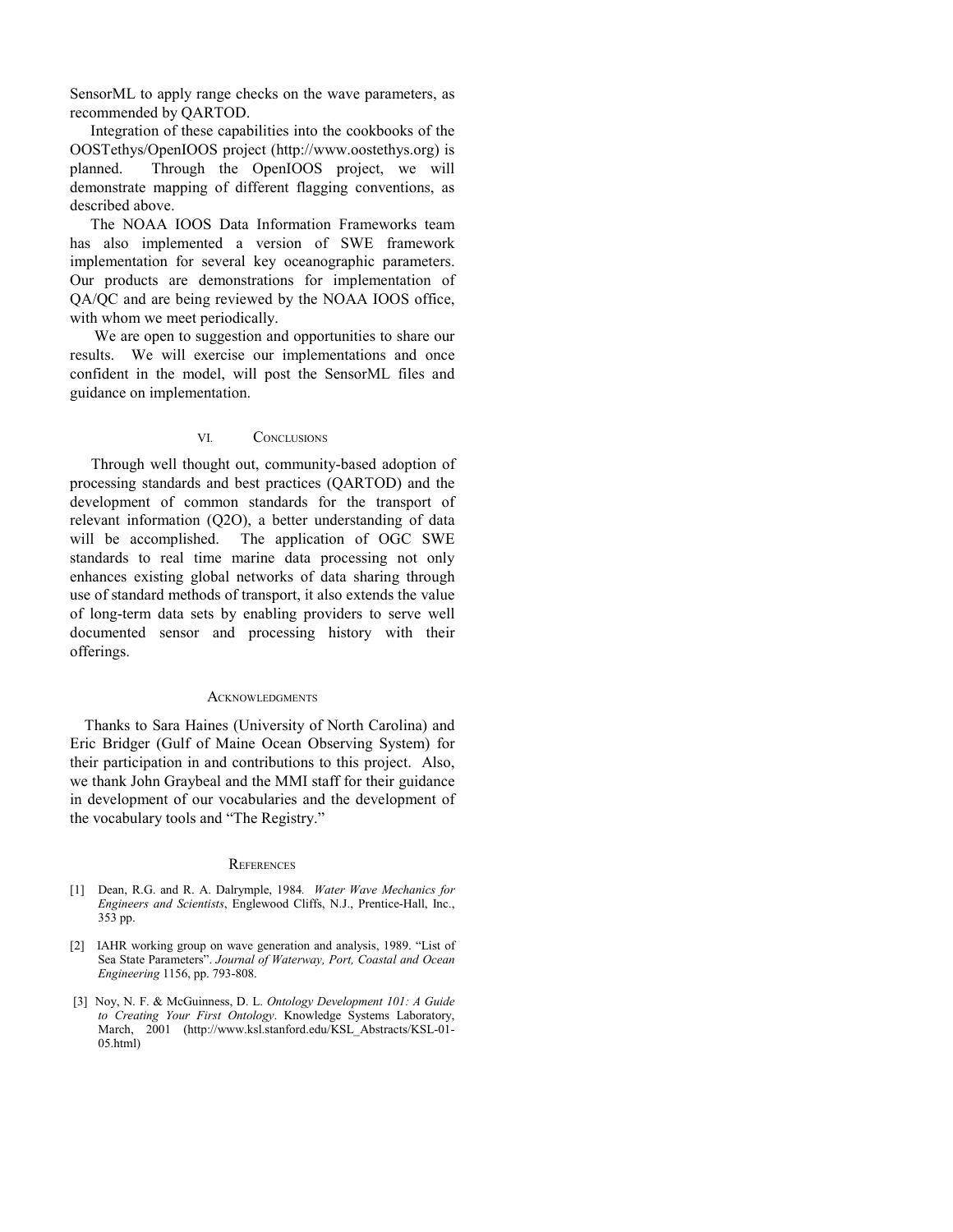SensorML to apply range checks on the wave parameters, as recommended by QARTOD.

Integration of these capabilities into the cookbooks of the OOSTethys/OpenIOOS project (http://www.oostethys.org) is planned. Through the OpenIOOS project, we will demonstrate mapping of different flagging conventions, as described above.

The NOAA IOOS Data Information Frameworks team has also implemented a version of SWE framework implementation for several key oceanographic parameters. Our products are demonstrations for implementation of QA/QC and are being reviewed by the NOAA IOOS office, with whom we meet periodically.

We are open to suggestion and opportunities to share our results. We will exercise our implementations and once confident in the model, will post the SensorML files and guidance on implementation.

## VI. Conclusions

Through well thought out, community-based adoption of processing standards and best practices (QARTOD) and the development of common standards for the transport of relevant information (Q2O), a better understanding of data will be accomplished. The application of OGC SWE standards to real time marine data processing not only enhances existing global networks of data sharing through use of standard methods of transport, it also extends the value of long-term data sets by enabling providers to serve well documented sensor and processing history with their offerings.

## Acknowledgments

Thanks to Sara Haines (University of North Carolina) and Eric Bridger (Gulf of Maine Ocean Observing System) for their participation in and contributions to this project. Also, we thank John Graybeal and the MMI staff for their guidance in development of our vocabularies and the development of the vocabulary tools and "The Registry."

## References

[1] Dean, R.G. and R. A. Dalrymple, 1984. *Water Wave Mechanics for Engineers and Scientists*, Englewood Cliffs, N.J., Prentice-Hall, Inc., 353 pp.

[2] IAHR working group on wave generation and analysis, 1989. "List of Sea State Parameters". *Journal of Waterway, Port, Coastal and Ocean Engineering* 1156, pp. 793-808.

[3] Noy, N. F. & McGuinness, D. L. *Ontology Development 101: A Guide to Creating Your First Ontology*. Knowledge Systems Laboratory, March, 2001 (http://www.ksl.stanford.edu/KSL_Abstracts/KSL-01-05.html)